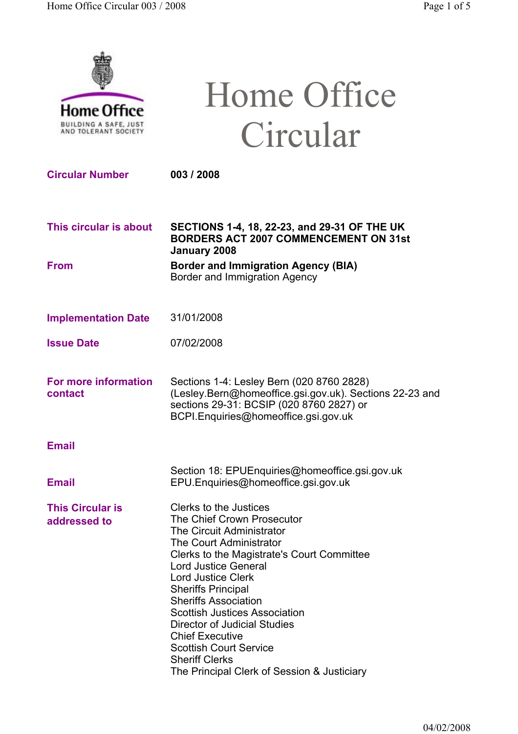# Home Office Circular

Home Office

BUILDING A SAFE, JUST AND TOLERANT SOCIETY

| | |
|---|---|
| **Circular Number** | **003 / 2008** |
| **This circular is about** | **SECTIONS 1-4, 18, 22-23, and 29-31 OF THE UK BORDERS ACT 2007 COMMENCEMENT ON 31st January 2008** |
| **From** | **Border and Immigration Agency (BIA)**<br>Border and Immigration Agency |
| **Implementation Date** | 31/01/2008 |
| **Issue Date** | 07/02/2008 |
| **For more information contact** | Sections 1-4: Lesley Bern (020 8760 2828) (Lesley.Bern@homeoffice.gsi.gov.uk). Sections 22-23 and sections 29-31: BCSIP (020 8760 2827) or BCPI.Enquiries@homeoffice.gsi.gov.uk |
| **Email** | |
| **Email** | Section 18: EPUEnquiries@homeoffice.gsi.gov.uk<br>EPU.Enquiries@homeoffice.gsi.gov.uk |
| **This Circular is addressed to** | Clerks to the Justices<br>The Chief Crown Prosecutor<br>The Circuit Administrator<br>The Court Administrator<br>Clerks to the Magistrate's Court Committee<br>Lord Justice General<br>Lord Justice Clerk<br>Sheriffs Principal<br>Sheriffs Association<br>Scottish Justices Association<br>Director of Judicial Studies<br>Chief Executive<br>Scottish Court Service<br>Sheriff Clerks<br>The Principal Clerk of Session & Justiciary |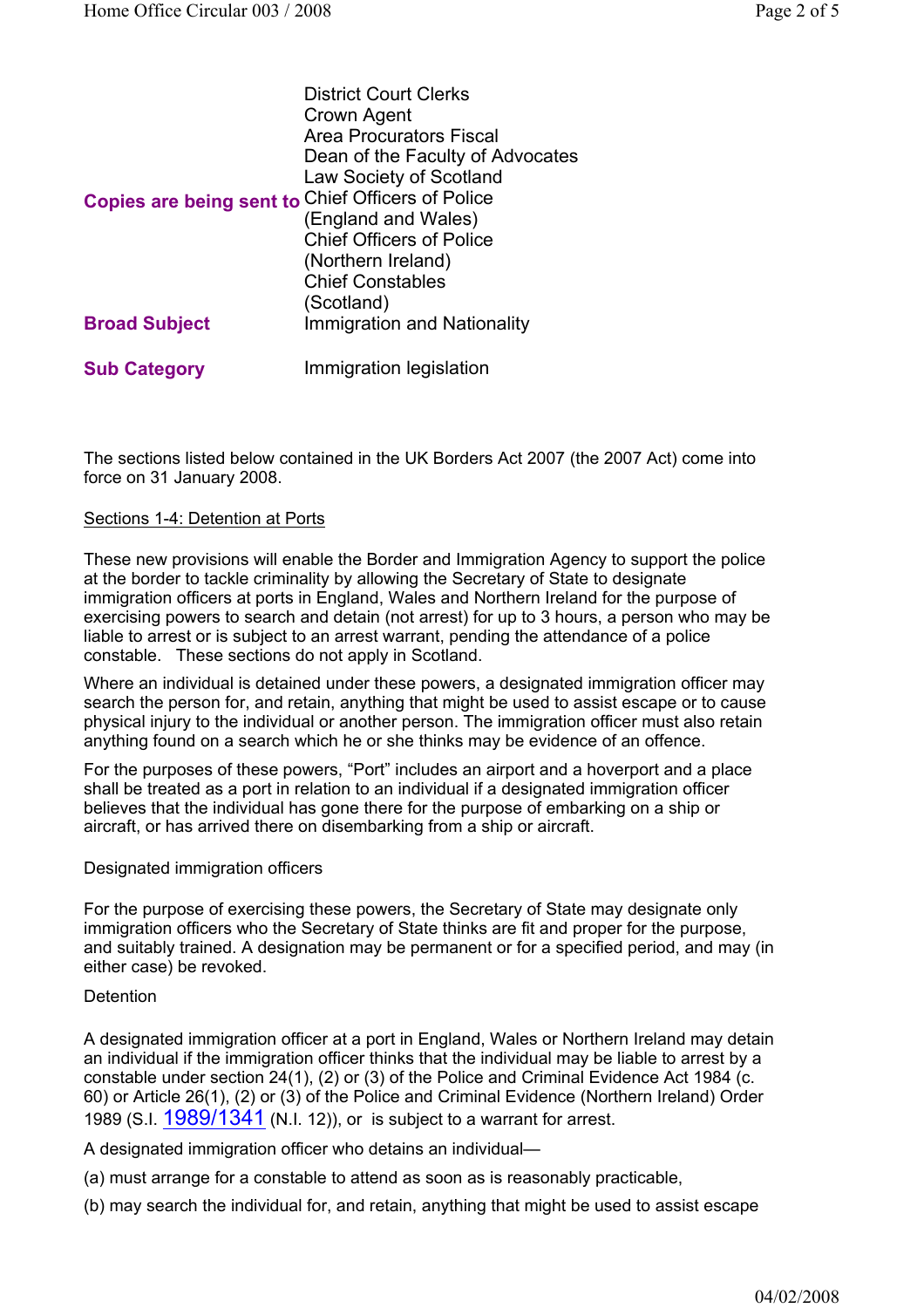| | |
|---|---|
| **Copies are being sent to** | District Court Clerks<br>Crown Agent<br>Area Procurators Fiscal<br>Dean of the Faculty of Advocates<br>Law Society of Scotland<br>Chief Officers of Police (England and Wales)<br>Chief Officers of Police (Northern Ireland)<br>Chief Constables (Scotland) |
| **Broad Subject** | Immigration and Nationality |
| **Sub Category** | Immigration legislation |

The sections listed below contained in the UK Borders Act 2007 (the 2007 Act) come into force on 31 January 2008.

<u>Sections 1-4: Detention at Ports</u>

These new provisions will enable the Border and Immigration Agency to support the police at the border to tackle criminality by allowing the Secretary of State to designate immigration officers at ports in England, Wales and Northern Ireland for the purpose of exercising powers to search and detain (not arrest) for up to 3 hours, a person who may be liable to arrest or is subject to an arrest warrant, pending the attendance of a police constable. These sections do not apply in Scotland.

Where an individual is detained under these powers, a designated immigration officer may search the person for, and retain, anything that might be used to assist escape or to cause physical injury to the individual or another person. The immigration officer must also retain anything found on a search which he or she thinks may be evidence of an offence.

For the purposes of these powers, "Port" includes an airport and a hoverport and a place shall be treated as a port in relation to an individual if a designated immigration officer believes that the individual has gone there for the purpose of embarking on a ship or aircraft, or has arrived there on disembarking from a ship or aircraft.

Designated immigration officers

For the purpose of exercising these powers, the Secretary of State may designate only immigration officers who the Secretary of State thinks are fit and proper for the purpose, and suitably trained. A designation may be permanent or for a specified period, and may (in either case) be revoked.

Detention

A designated immigration officer at a port in England, Wales or Northern Ireland may detain an individual if the immigration officer thinks that the individual may be liable to arrest by a constable under section 24(1), (2) or (3) of the Police and Criminal Evidence Act 1984 (c. 60) or Article 26(1), (2) or (3) of the Police and Criminal Evidence (Northern Ireland) Order 1989 (S.I. 1989/1341 (N.I. 12)), or is subject to a warrant for arrest.

A designated immigration officer who detains an individual—

(a) must arrange for a constable to attend as soon as is reasonably practicable,

(b) may search the individual for, and retain, anything that might be used to assist escape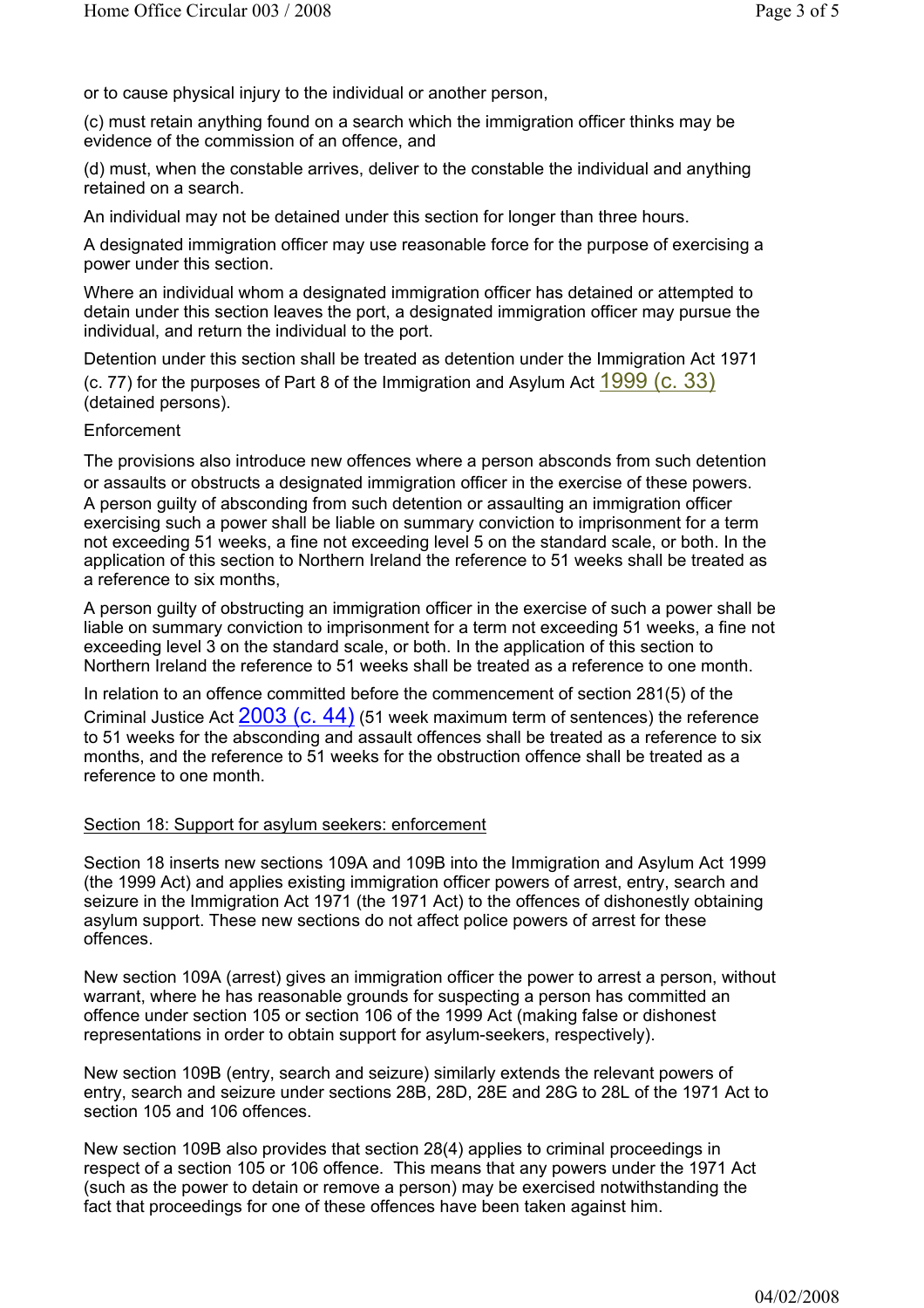or to cause physical injury to the individual or another person,

(c) must retain anything found on a search which the immigration officer thinks may be evidence of the commission of an offence, and

(d) must, when the constable arrives, deliver to the constable the individual and anything retained on a search.

An individual may not be detained under this section for longer than three hours.

A designated immigration officer may use reasonable force for the purpose of exercising a power under this section.

Where an individual whom a designated immigration officer has detained or attempted to detain under this section leaves the port, a designated immigration officer may pursue the individual, and return the individual to the port.

Detention under this section shall be treated as detention under the Immigration Act 1971 (c. 77) for the purposes of Part 8 of the Immigration and Asylum Act 1999 (c. 33) (detained persons).

Enforcement

The provisions also introduce new offences where a person absconds from such detention or assaults or obstructs a designated immigration officer in the exercise of these powers. A person guilty of absconding from such detention or assaulting an immigration officer exercising such a power shall be liable on summary conviction to imprisonment for a term not exceeding 51 weeks, a fine not exceeding level 5 on the standard scale, or both. In the application of this section to Northern Ireland the reference to 51 weeks shall be treated as a reference to six months,

A person guilty of obstructing an immigration officer in the exercise of such a power shall be liable on summary conviction to imprisonment for a term not exceeding 51 weeks, a fine not exceeding level 3 on the standard scale, or both. In the application of this section to Northern Ireland the reference to 51 weeks shall be treated as a reference to one month.

In relation to an offence committed before the commencement of section 281(5) of the Criminal Justice Act 2003 (c. 44) (51 week maximum term of sentences) the reference to 51 weeks for the absconding and assault offences shall be treated as a reference to six months, and the reference to 51 weeks for the obstruction offence shall be treated as a reference to one month.

## Section 18: Support for asylum seekers: enforcement

Section 18 inserts new sections 109A and 109B into the Immigration and Asylum Act 1999 (the 1999 Act) and applies existing immigration officer powers of arrest, entry, search and seizure in the Immigration Act 1971 (the 1971 Act) to the offences of dishonestly obtaining asylum support. These new sections do not affect police powers of arrest for these offences.

New section 109A (arrest) gives an immigration officer the power to arrest a person, without warrant, where he has reasonable grounds for suspecting a person has committed an offence under section 105 or section 106 of the 1999 Act (making false or dishonest representations in order to obtain support for asylum-seekers, respectively).

New section 109B (entry, search and seizure) similarly extends the relevant powers of entry, search and seizure under sections 28B, 28D, 28E and 28G to 28L of the 1971 Act to section 105 and 106 offences.

New section 109B also provides that section 28(4) applies to criminal proceedings in respect of a section 105 or 106 offence. This means that any powers under the 1971 Act (such as the power to detain or remove a person) may be exercised notwithstanding the fact that proceedings for one of these offences have been taken against him.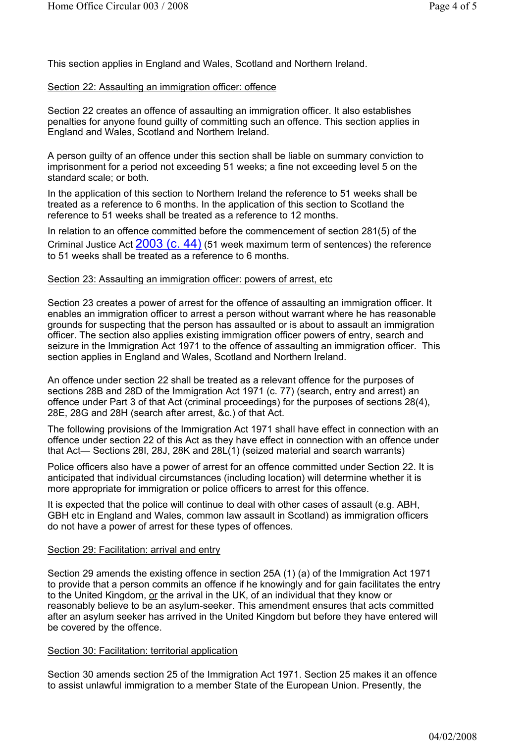This section applies in England and Wales, Scotland and Northern Ireland.

## Section 22: Assaulting an immigration officer: offence

Section 22 creates an offence of assaulting an immigration officer. It also establishes penalties for anyone found guilty of committing such an offence. This section applies in England and Wales, Scotland and Northern Ireland.

A person guilty of an offence under this section shall be liable on summary conviction to imprisonment for a period not exceeding 51 weeks; a fine not exceeding level 5 on the standard scale; or both.

In the application of this section to Northern Ireland the reference to 51 weeks shall be treated as a reference to 6 months. In the application of this section to Scotland the reference to 51 weeks shall be treated as a reference to 12 months.

In relation to an offence committed before the commencement of section 281(5) of the Criminal Justice Act 2003 (c. 44) (51 week maximum term of sentences) the reference to 51 weeks shall be treated as a reference to 6 months.

## Section 23: Assaulting an immigration officer: powers of arrest, etc

Section 23 creates a power of arrest for the offence of assaulting an immigration officer. It enables an immigration officer to arrest a person without warrant where he has reasonable grounds for suspecting that the person has assaulted or is about to assault an immigration officer. The section also applies existing immigration officer powers of entry, search and seizure in the Immigration Act 1971 to the offence of assaulting an immigration officer. This section applies in England and Wales, Scotland and Northern Ireland.

An offence under section 22 shall be treated as a relevant offence for the purposes of sections 28B and 28D of the Immigration Act 1971 (c. 77) (search, entry and arrest) an offence under Part 3 of that Act (criminal proceedings) for the purposes of sections 28(4), 28E, 28G and 28H (search after arrest, &c.) of that Act.

The following provisions of the Immigration Act 1971 shall have effect in connection with an offence under section 22 of this Act as they have effect in connection with an offence under that Act— Sections 28I, 28J, 28K and 28L(1) (seized material and search warrants)

Police officers also have a power of arrest for an offence committed under Section 22. It is anticipated that individual circumstances (including location) will determine whether it is more appropriate for immigration or police officers to arrest for this offence.

It is expected that the police will continue to deal with other cases of assault (e.g. ABH, GBH etc in England and Wales, common law assault in Scotland) as immigration officers do not have a power of arrest for these types of offences.

## Section 29: Facilitation: arrival and entry

Section 29 amends the existing offence in section 25A (1) (a) of the Immigration Act 1971 to provide that a person commits an offence if he knowingly and for gain facilitates the entry to the United Kingdom, or the arrival in the UK, of an individual that they know or reasonably believe to be an asylum-seeker. This amendment ensures that acts committed after an asylum seeker has arrived in the United Kingdom but before they have entered will be covered by the offence.

## Section 30: Facilitation: territorial application

Section 30 amends section 25 of the Immigration Act 1971. Section 25 makes it an offence to assist unlawful immigration to a member State of the European Union. Presently, the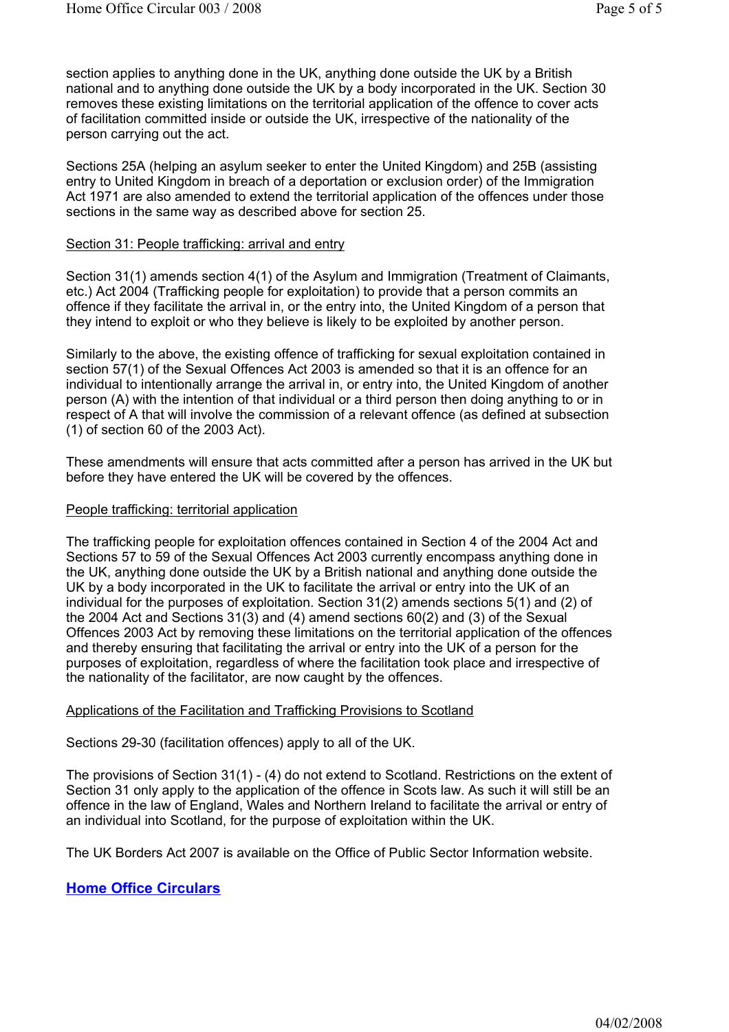section applies to anything done in the UK, anything done outside the UK by a British national and to anything done outside the UK by a body incorporated in the UK. Section 30 removes these existing limitations on the territorial application of the offence to cover acts of facilitation committed inside or outside the UK, irrespective of the nationality of the person carrying out the act.

Sections 25A (helping an asylum seeker to enter the United Kingdom) and 25B (assisting entry to United Kingdom in breach of a deportation or exclusion order) of the Immigration Act 1971 are also amended to extend the territorial application of the offences under those sections in the same way as described above for section 25.

<u>Section 31: People trafficking: arrival and entry</u>

Section 31(1) amends section 4(1) of the Asylum and Immigration (Treatment of Claimants, etc.) Act 2004 (Trafficking people for exploitation) to provide that a person commits an offence if they facilitate the arrival in, or the entry into, the United Kingdom of a person that they intend to exploit or who they believe is likely to be exploited by another person.

Similarly to the above, the existing offence of trafficking for sexual exploitation contained in section 57(1) of the Sexual Offences Act 2003 is amended so that it is an offence for an individual to intentionally arrange the arrival in, or entry into, the United Kingdom of another person (A) with the intention of that individual or a third person then doing anything to or in respect of A that will involve the commission of a relevant offence (as defined at subsection (1) of section 60 of the 2003 Act).

These amendments will ensure that acts committed after a person has arrived in the UK but before they have entered the UK will be covered by the offences.

<u>People trafficking: territorial application</u>

The trafficking people for exploitation offences contained in Section 4 of the 2004 Act and Sections 57 to 59 of the Sexual Offences Act 2003 currently encompass anything done in the UK, anything done outside the UK by a British national and anything done outside the UK by a body incorporated in the UK to facilitate the arrival or entry into the UK of an individual for the purposes of exploitation. Section 31(2) amends sections 5(1) and (2) of the 2004 Act and Sections 31(3) and (4) amend sections 60(2) and (3) of the Sexual Offences 2003 Act by removing these limitations on the territorial application of the offences and thereby ensuring that facilitating the arrival or entry into the UK of a person for the purposes of exploitation, regardless of where the facilitation took place and irrespective of the nationality of the facilitator, are now caught by the offences.

<u>Applications of the Facilitation and Trafficking Provisions to Scotland</u>

Sections 29-30 (facilitation offences) apply to all of the UK.

The provisions of Section 31(1) - (4) do not extend to Scotland. Restrictions on the extent of Section 31 only apply to the application of the offence in Scots law. As such it will still be an offence in the law of England, Wales and Northern Ireland to facilitate the arrival or entry of an individual into Scotland, for the purpose of exploitation within the UK.

The UK Borders Act 2007 is available on the Office of Public Sector Information website.

**Home Office Circulars**